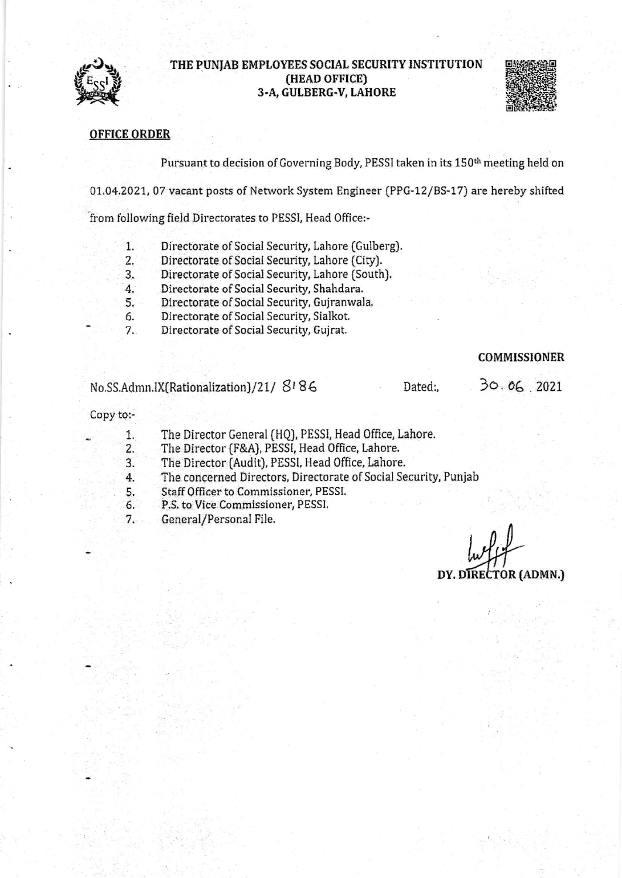# THE PUNJAB EMPLOYEES SOCIAL SECURITY INSTITUTION
## (HEAD OFFICE)
## 3-A, GULBERG-V, LAHORE

**OFFICE ORDER**

Pursuant to decision of Governing Body, PESSI taken in its 150th meeting held on 01.04.2021, 07 vacant posts of Network System Engineer (PPG-12/BS-17) are hereby shifted from following field Directorates to PESSI, Head Office:-

1. Directorate of Social Security, Lahore (Gulberg).
2. Directorate of Social Security, Lahore (City).
3. Directorate of Social Security, Lahore (South).
4. Directorate of Social Security, Shahdara.
5. Directorate of Social Security, Gujranwala.
6. Directorate of Social Security, Sialkot.
7. Directorate of Social Security, Gujrat.

**COMMISSIONER**

No.SS.Admn.IX(Rationalization)/21/ 8186 Dated:, 30.06.2021

Copy to:-

1. The Director General (HQ), PESSI, Head Office, Lahore.
2. The Director (F&A), PESSI, Head Office, Lahore.
3. The Director (Audit), PESSI, Head Office, Lahore.
4. The concerned Directors, Directorate of Social Security, Punjab
5. Staff Officer to Commissioner, PESSI.
6. P.S. to Vice Commissioner, PESSI.
7. General/Personal File.

**DY. DIRECTOR (ADMN.)**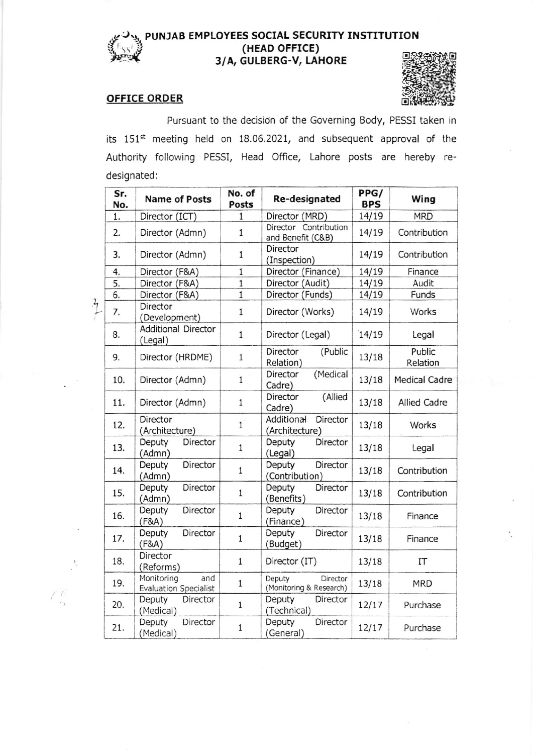# PUNJAB EMPLOYEES SOCIAL SECURITY INSTITUTION
## (HEAD OFFICE)
## 3/A, GULBERG-V, LAHORE

**OFFICE ORDER**

Pursuant to the decision of the Governing Body, PESSI taken in its 151st meeting held on 18.06.2021, and subsequent approval of the Authority following PESSI, Head Office, Lahore posts are hereby re-designated:

| Sr. No. | Name of Posts | No. of Posts | Re-designated | PPG/ BPS | Wing |
|---|---|---|---|---|---|
| 1. | Director (ICT) | 1 | Director (MRD) | 14/19 | MRD |
| 2. | Director (Admn) | 1 | Director Contribution and Benefit (C&B) | 14/19 | Contribution |
| 3. | Director (Admn) | 1 | Director (Inspection) | 14/19 | Contribution |
| 4. | Director (F&A) | 1 | Director (Finance) | 14/19 | Finance |
| 5. | Director (F&A) | 1 | Director (Audit) | 14/19 | Audit |
| 6. | Director (F&A) | 1 | Director (Funds) | 14/19 | Funds |
| 7. | Director (Development) | 1 | Director (Works) | 14/19 | Works |
| 8. | Additional Director (Legal) | 1 | Director (Legal) | 14/19 | Legal |
| 9. | Director (HRDME) | 1 | Director (Public Relation) | 13/18 | Public Relation |
| 10. | Director (Admn) | 1 | Director (Medical Cadre) | 13/18 | Medical Cadre |
| 11. | Director (Admn) | 1 | Director (Allied Cadre) | 13/18 | Allied Cadre |
| 12. | Director (Architecture) | 1 | Additional Director (Architecture) | 13/18 | Works |
| 13. | Deputy Director (Admn) | 1 | Deputy Director (Legal) | 13/18 | Legal |
| 14. | Deputy Director (Admn) | 1 | Deputy Director (Contribution) | 13/18 | Contribution |
| 15. | Deputy Director (Admn) | 1 | Deputy Director (Benefits) | 13/18 | Contribution |
| 16. | Deputy Director (F&A) | 1 | Deputy Director (Finance) | 13/18 | Finance |
| 17. | Deputy Director (F&A) | 1 | Deputy Director (Budget) | 13/18 | Finance |
| 18. | Director (Reforms) | 1 | Director (IT) | 13/18 | IT |
| 19. | Monitoring and Evaluation Specialist | 1 | Deputy Director (Monitoring & Research) | 13/18 | MRD |
| 20. | Deputy Director (Medical) | 1 | Deputy Director (Technical) | 12/17 | Purchase |
| 21. | Deputy Director (Medical) | 1 | Deputy Director (General) | 12/17 | Purchase |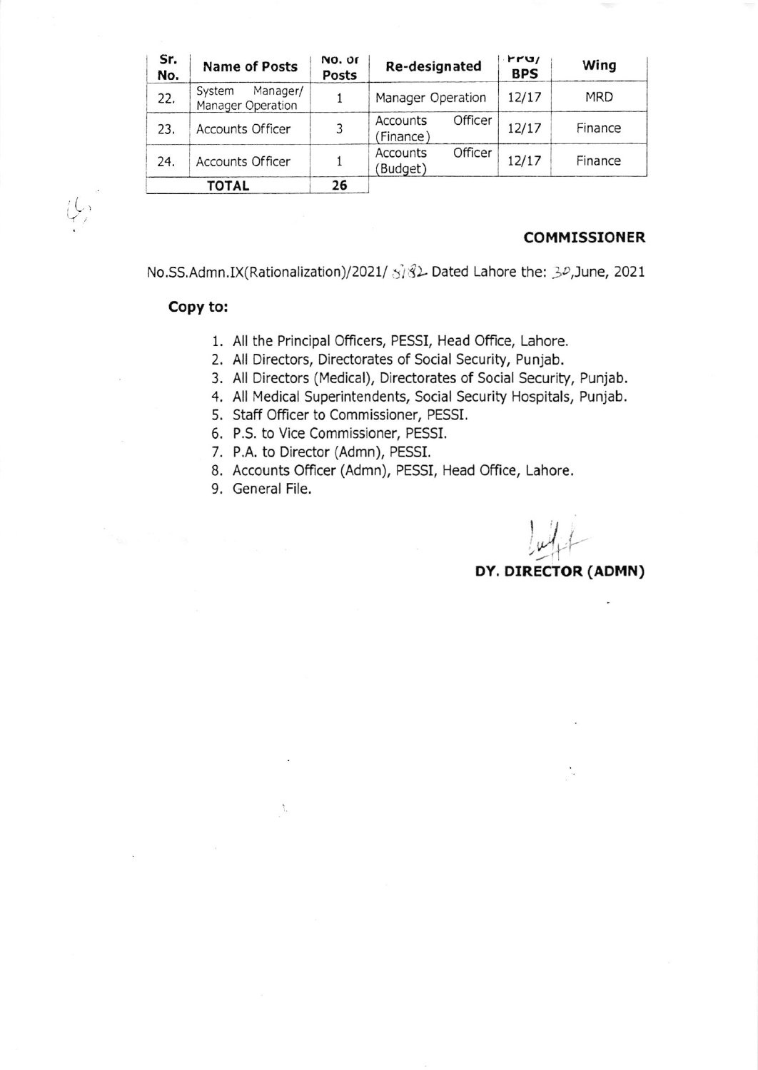| Sr. No. | Name of Posts | No. of Posts | Re-designated | PPG/ BPS | Wing |
|---|---|---|---|---|---|
| 22. | System Manager/ Manager Operation | 1 | Manager Operation | 12/17 | MRD |
| 23. | Accounts Officer | 3 | Accounts Officer (Finance) | 12/17 | Finance |
| 24. | Accounts Officer | 1 | Accounts Officer (Budget) | 12/17 | Finance |
| TOTAL | | 26 | | | |

**COMMISSIONER**

No.SS.Admn.IX(Rationalization)/2021/ 5182 Dated Lahore the: 30,June, 2021

**Copy to:**

1. All the Principal Officers, PESSI, Head Office, Lahore.
2. All Directors, Directorates of Social Security, Punjab.
3. All Directors (Medical), Directorates of Social Security, Punjab.
4. All Medical Superintendents, Social Security Hospitals, Punjab.
5. Staff Officer to Commissioner, PESSI.
6. P.S. to Vice Commissioner, PESSI.
7. P.A. to Director (Admn), PESSI.
8. Accounts Officer (Admn), PESSI, Head Office, Lahore.
9. General File.

**DY. DIRECTOR (ADMN)**